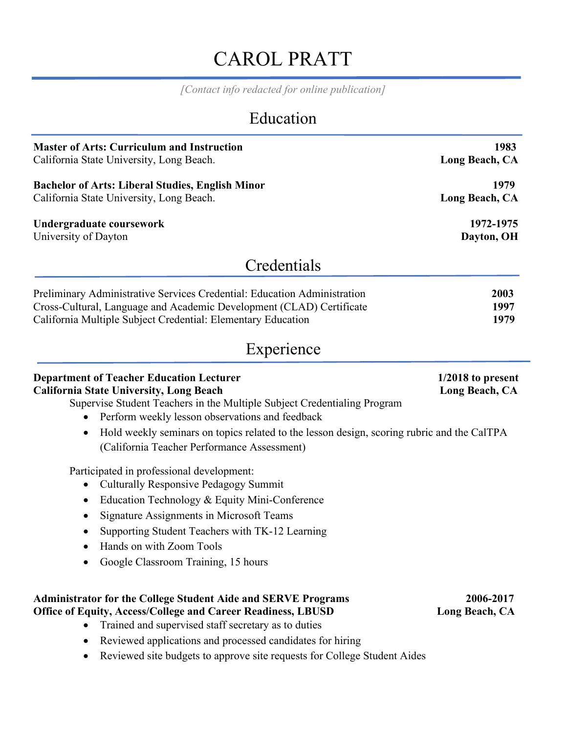# CAROL PRATT

*[Contact info redacted for online publication]*

## Education

**Master of Arts: Curriculum and Instruction** **1983**
California State University, Long Beach. **Long Beach, CA**

**Bachelor of Arts: Liberal Studies, English Minor** **1979**
California State University, Long Beach. **Long Beach, CA**

**Undergraduate coursework** **1972-1975**
University of Dayton **Dayton, OH**

## Credentials

Preliminary Administrative Services Credential: Education Administration **2003**
Cross-Cultural, Language and Academic Development (CLAD) Certificate **1997**
California Multiple Subject Credential: Elementary Education **1979**

## Experience

**Department of Teacher Education Lecturer** **1/2018 to present**
**California State University, Long Beach** **Long Beach, CA**

Supervise Student Teachers in the Multiple Subject Credentialing Program

- Perform weekly lesson observations and feedback
- Hold weekly seminars on topics related to the lesson design, scoring rubric and the CalTPA (California Teacher Performance Assessment)

Participated in professional development:

- Culturally Responsive Pedagogy Summit
- Education Technology & Equity Mini-Conference
- Signature Assignments in Microsoft Teams
- Supporting Student Teachers with TK-12 Learning
- Hands on with Zoom Tools
- Google Classroom Training, 15 hours

**Administrator for the College Student Aide and SERVE Programs** **2006-2017**
**Office of Equity, Access/College and Career Readiness, LBUSD** **Long Beach, CA**

- Trained and supervised staff secretary as to duties
- Reviewed applications and processed candidates for hiring
- Reviewed site budgets to approve site requests for College Student Aides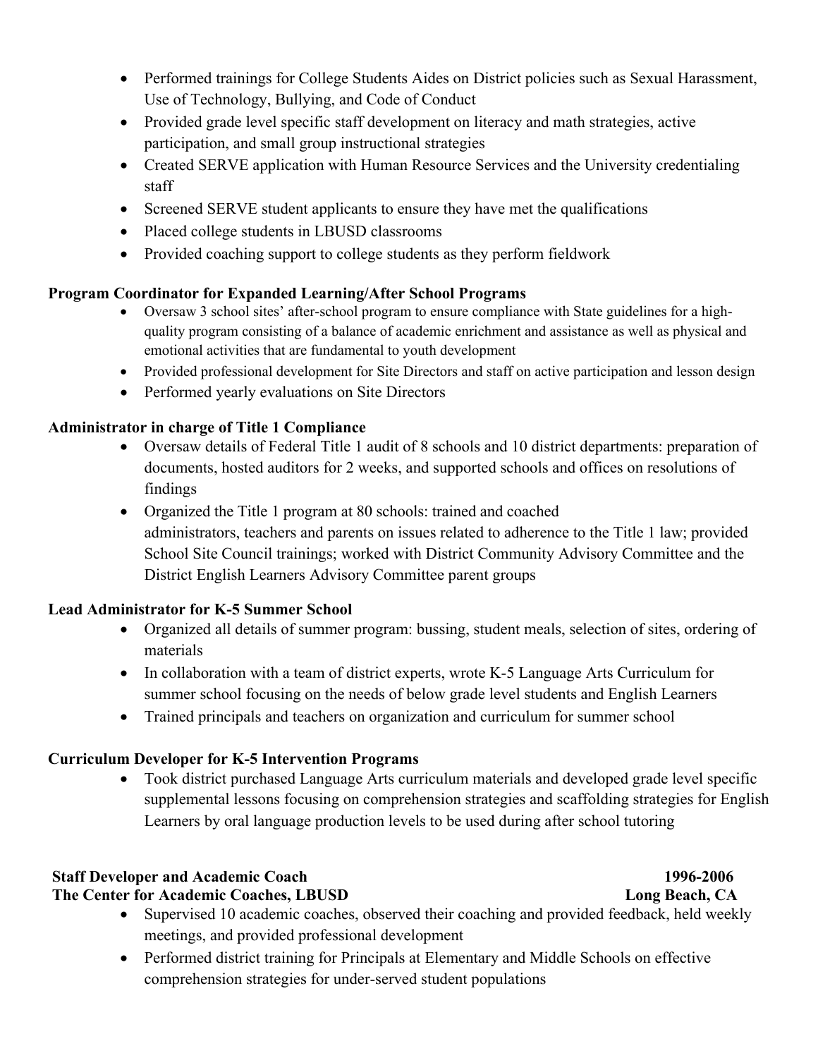- Performed trainings for College Students Aides on District policies such as Sexual Harassment, Use of Technology, Bullying, and Code of Conduct
- Provided grade level specific staff development on literacy and math strategies, active participation, and small group instructional strategies
- Created SERVE application with Human Resource Services and the University credentialing staff
- Screened SERVE student applicants to ensure they have met the qualifications
- Placed college students in LBUSD classrooms
- Provided coaching support to college students as they perform fieldwork

**Program Coordinator for Expanded Learning/After School Programs**

- Oversaw 3 school sites' after-school program to ensure compliance with State guidelines for a high-quality program consisting of a balance of academic enrichment and assistance as well as physical and emotional activities that are fundamental to youth development
- Provided professional development for Site Directors and staff on active participation and lesson design
- Performed yearly evaluations on Site Directors

**Administrator in charge of Title 1 Compliance**

- Oversaw details of Federal Title 1 audit of 8 schools and 10 district departments: preparation of documents, hosted auditors for 2 weeks, and supported schools and offices on resolutions of findings
- Organized the Title 1 program at 80 schools: trained and coached administrators, teachers and parents on issues related to adherence to the Title 1 law; provided School Site Council trainings; worked with District Community Advisory Committee and the District English Learners Advisory Committee parent groups

**Lead Administrator for K-5 Summer School**

- Organized all details of summer program: bussing, student meals, selection of sites, ordering of materials
- In collaboration with a team of district experts, wrote K-5 Language Arts Curriculum for summer school focusing on the needs of below grade level students and English Learners
- Trained principals and teachers on organization and curriculum for summer school

**Curriculum Developer for K-5 Intervention Programs**

- Took district purchased Language Arts curriculum materials and developed grade level specific supplemental lessons focusing on comprehension strategies and scaffolding strategies for English Learners by oral language production levels to be used during after school tutoring

**Staff Developer and Academic Coach** **1996-2006**
**The Center for Academic Coaches, LBUSD** **Long Beach, CA**

- Supervised 10 academic coaches, observed their coaching and provided feedback, held weekly meetings, and provided professional development
- Performed district training for Principals at Elementary and Middle Schools on effective comprehension strategies for under-served student populations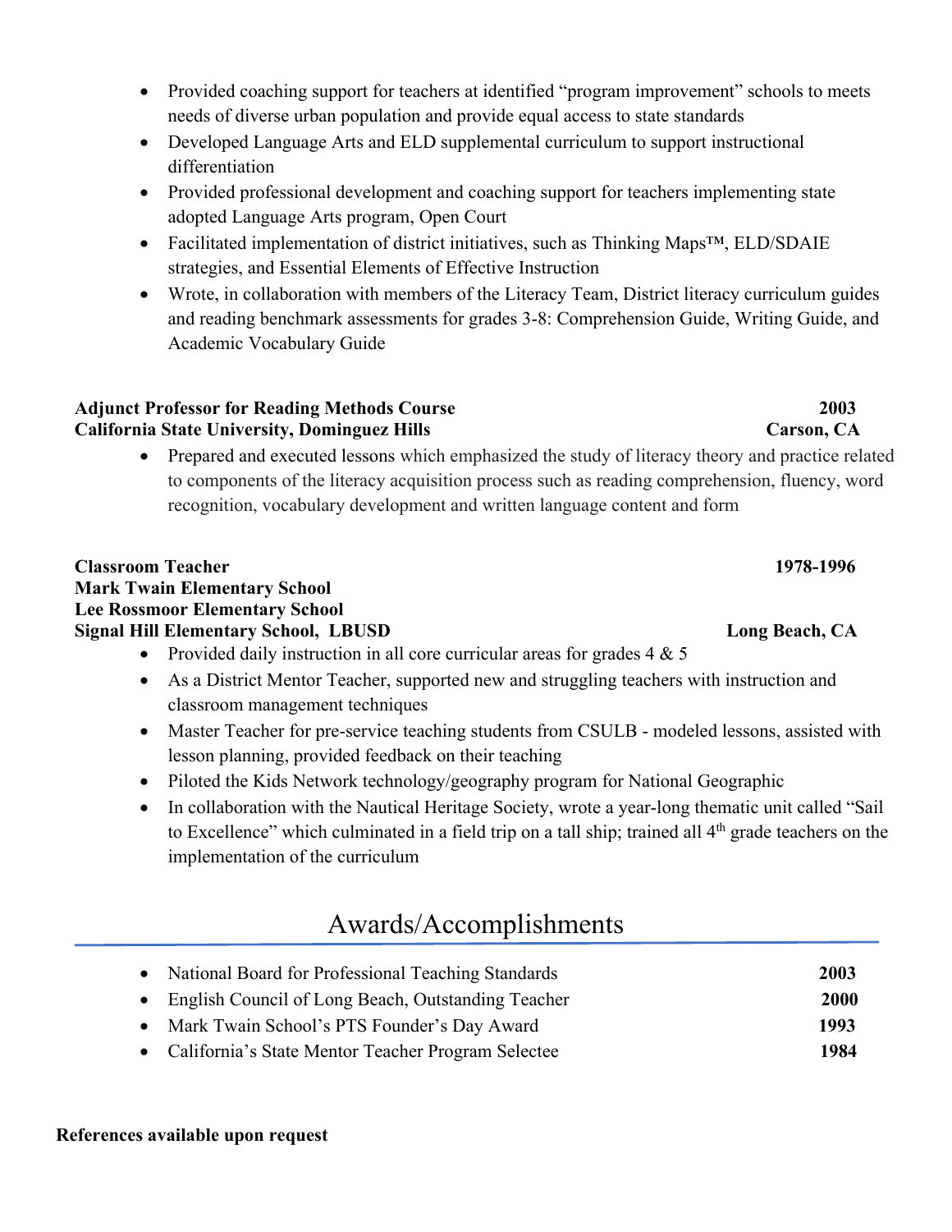- Provided coaching support for teachers at identified "program improvement" schools to meets needs of diverse urban population and provide equal access to state standards
- Developed Language Arts and ELD supplemental curriculum to support instructional differentiation
- Provided professional development and coaching support for teachers implementing state adopted Language Arts program, Open Court
- Facilitated implementation of district initiatives, such as Thinking Maps™, ELD/SDAIE strategies, and Essential Elements of Effective Instruction
- Wrote, in collaboration with members of the Literacy Team, District literacy curriculum guides and reading benchmark assessments for grades 3-8: Comprehension Guide, Writing Guide, and Academic Vocabulary Guide

**Adjunct Professor for Reading Methods Course** **2003**
**California State University, Dominguez Hills** **Carson, CA**

- Prepared and executed lessons which emphasized the study of literacy theory and practice related to components of the literacy acquisition process such as reading comprehension, fluency, word recognition, vocabulary development and written language content and form

**Classroom Teacher** **1978-1996**
**Mark Twain Elementary School**
**Lee Rossmoor Elementary School**
**Signal Hill Elementary School, LBUSD** **Long Beach, CA**

- Provided daily instruction in all core curricular areas for grades 4 & 5
- As a District Mentor Teacher, supported new and struggling teachers with instruction and classroom management techniques
- Master Teacher for pre-service teaching students from CSULB - modeled lessons, assisted with lesson planning, provided feedback on their teaching
- Piloted the Kids Network technology/geography program for National Geographic
- In collaboration with the Nautical Heritage Society, wrote a year-long thematic unit called "Sail to Excellence" which culminated in a field trip on a tall ship; trained all 4th grade teachers on the implementation of the curriculum

## Awards/Accomplishments

- National Board for Professional Teaching Standards **2003**
- English Council of Long Beach, Outstanding Teacher **2000**
- Mark Twain School's PTS Founder's Day Award **1993**
- California's State Mentor Teacher Program Selectee **1984**

**References available upon request**